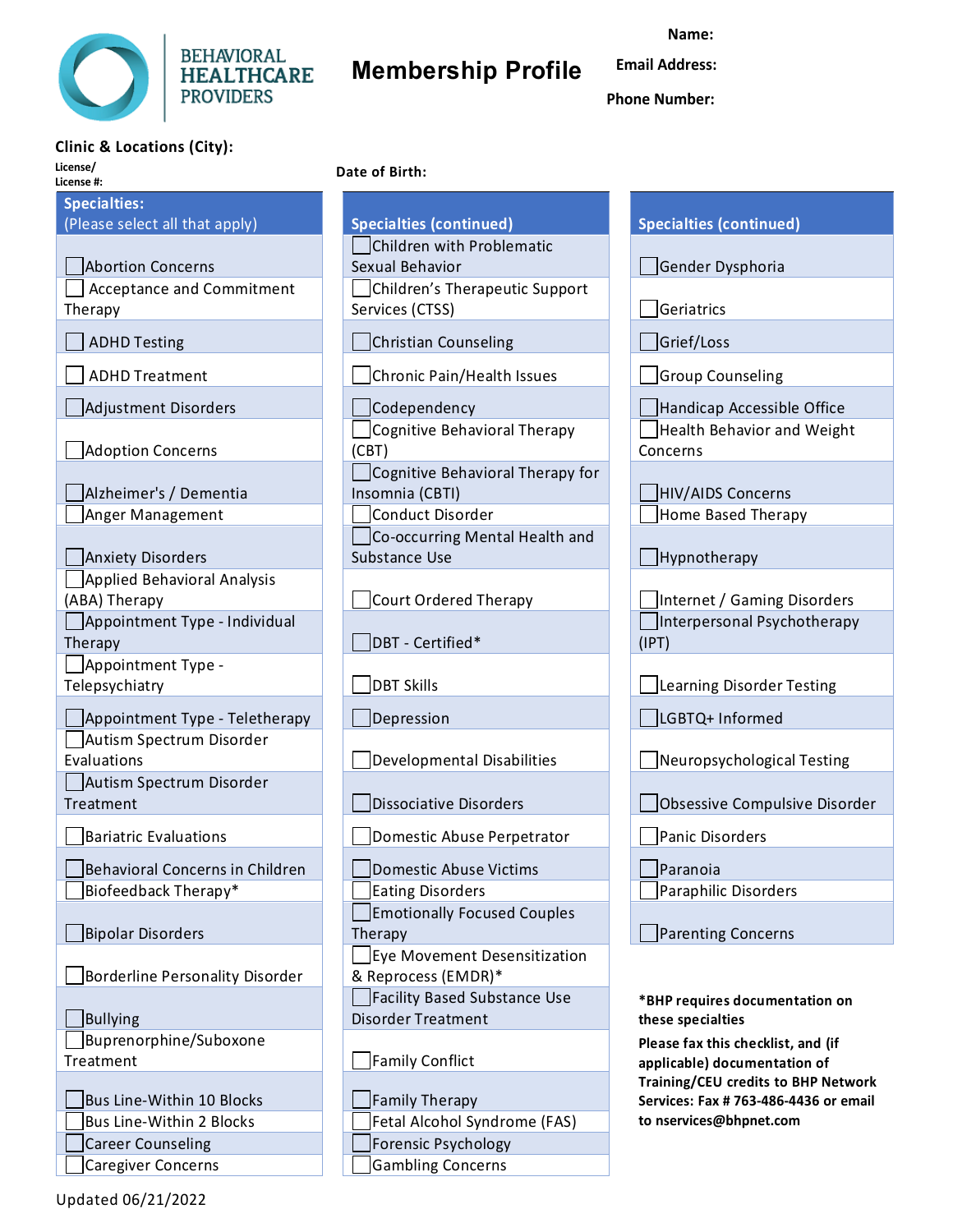BEHAVIORAL HEALTHCARE PROVIDERS

# Membership Profile

**Name:**

**Email Address:**

**Phone Number:**

**Clinic & Locations (City):**

**License/ License #:**

**Date of Birth:**

## Specialties:
(Please select all that apply)

- ☐ Abortion Concerns
- ☐ Acceptance and Commitment Therapy
- ☐ ADHD Testing
- ☐ ADHD Treatment
- ☐ Adjustment Disorders
- ☐ Adoption Concerns
- ☐ Alzheimer's / Dementia
- ☐ Anger Management
- ☐ Anxiety Disorders
- ☐ Applied Behavioral Analysis (ABA) Therapy
- ☐ Appointment Type - Individual Therapy
- ☐ Appointment Type - Telepsychiatry
- ☐ Appointment Type - Teletherapy
- ☐ Autism Spectrum Disorder Evaluations
- ☐ Autism Spectrum Disorder Treatment
- ☐ Bariatric Evaluations
- ☐ Behavioral Concerns in Children
- ☐ Biofeedback Therapy*
- ☐ Bipolar Disorders
- ☐ Borderline Personality Disorder
- ☐ Bullying
- ☐ Buprenorphine/Suboxone Treatment
- ☐ Bus Line-Within 10 Blocks
- ☐ Bus Line-Within 2 Blocks
- ☐ Career Counseling
- ☐ Caregiver Concerns

## Specialties (continued)

- ☐ Children with Problematic Sexual Behavior
- ☐ Children's Therapeutic Support Services (CTSS)
- ☐ Christian Counseling
- ☐ Chronic Pain/Health Issues
- ☐ Codependency
- ☐ Cognitive Behavioral Therapy (CBT)
- ☐ Cognitive Behavioral Therapy for Insomnia (CBTI)
- ☐ Conduct Disorder
- ☐ Co-occurring Mental Health and Substance Use
- ☐ Court Ordered Therapy
- ☐ DBT - Certified*
- ☐ DBT Skills
- ☐ Depression
- ☐ Developmental Disabilities
- ☐ Dissociative Disorders
- ☐ Domestic Abuse Perpetrator
- ☐ Domestic Abuse Victims
- ☐ Eating Disorders
- ☐ Emotionally Focused Couples Therapy
- ☐ Eye Movement Desensitization & Reprocess (EMDR)*
- ☐ Facility Based Substance Use Disorder Treatment
- ☐ Family Conflict
- ☐ Family Therapy
- ☐ Fetal Alcohol Syndrome (FAS)
- ☐ Forensic Psychology
- ☐ Gambling Concerns

## Specialties (continued)

- ☐ Gender Dysphoria
- ☐ Geriatrics
- ☐ Grief/Loss
- ☐ Group Counseling
- ☐ Handicap Accessible Office
- ☐ Health Behavior and Weight Concerns
- ☐ HIV/AIDS Concerns
- ☐ Home Based Therapy
- ☐ Hypnotherapy
- ☐ Internet / Gaming Disorders
- ☐ Interpersonal Psychotherapy (IPT)
- ☐ Learning Disorder Testing
- ☐ LGBTQ+ Informed
- ☐ Neuropsychological Testing
- ☐ Obsessive Compulsive Disorder
- ☐ Panic Disorders
- ☐ Paranoia
- ☐ Paraphilic Disorders
- ☐ Parenting Concerns

**\*BHP requires documentation on these specialties**

**Please fax this checklist, and (if applicable) documentation of Training/CEU credits to BHP Network Services: Fax # 763-486-4436 or email to nservices@bhpnet.com**

Updated 06/21/2022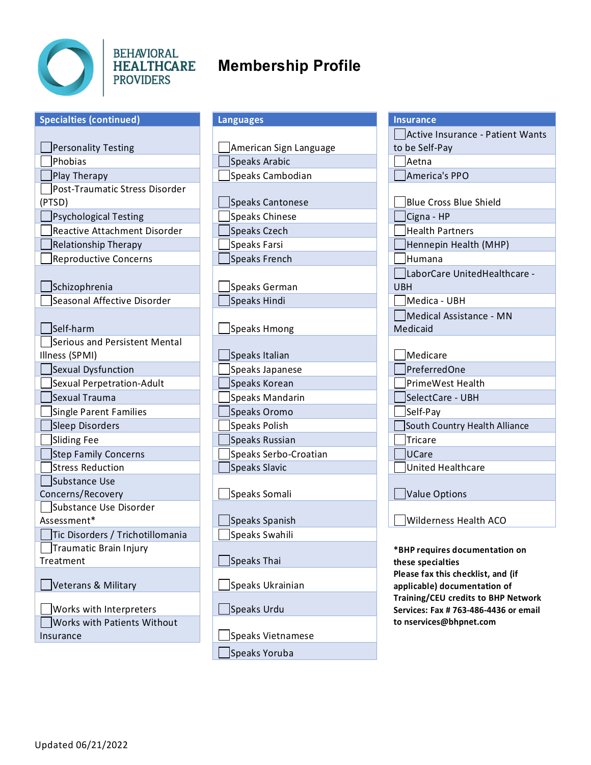# Membership Profile

## Specialties (continued)

- [ ] Personality Testing
- [ ] Phobias
- [ ] Play Therapy
- [ ] Post-Traumatic Stress Disorder (PTSD)
- [ ] Psychological Testing
- [ ] Reactive Attachment Disorder
- [ ] Relationship Therapy
- [ ] Reproductive Concerns
- [ ] Schizophrenia
- [ ] Seasonal Affective Disorder
- [ ] Self-harm
- [ ] Serious and Persistent Mental Illness (SPMI)
- [ ] Sexual Dysfunction
- [ ] Sexual Perpetration-Adult
- [ ] Sexual Trauma
- [ ] Single Parent Families
- [ ] Sleep Disorders
- [ ] Sliding Fee
- [ ] Step Family Concerns
- [ ] Stress Reduction
- [ ] Substance Use Concerns/Recovery
- [ ] Substance Use Disorder Assessment*
- [ ] Tic Disorders / Trichotillomania
- [ ] Traumatic Brain Injury Treatment
- [ ] Veterans & Military
- [ ] Works with Interpreters
- [ ] Works with Patients Without Insurance

## Languages

- [ ] American Sign Language
- [ ] Speaks Arabic
- [ ] Speaks Cambodian
- [ ] Speaks Cantonese
- [ ] Speaks Chinese
- [ ] Speaks Czech
- [ ] Speaks Farsi
- [ ] Speaks French
- [ ] Speaks German
- [ ] Speaks Hindi
- [ ] Speaks Hmong
- [ ] Speaks Italian
- [ ] Speaks Japanese
- [ ] Speaks Korean
- [ ] Speaks Mandarin
- [ ] Speaks Oromo
- [ ] Speaks Polish
- [ ] Speaks Russian
- [ ] Speaks Serbo-Croatian
- [ ] Speaks Slavic
- [ ] Speaks Somali
- [ ] Speaks Spanish
- [ ] Speaks Swahili
- [ ] Speaks Thai
- [ ] Speaks Ukrainian
- [ ] Speaks Urdu
- [ ] Speaks Vietnamese
- [ ] Speaks Yoruba

## Insurance

- [ ] Active Insurance - Patient Wants to be Self-Pay
- [ ] Aetna
- [ ] America's PPO
- [ ] Blue Cross Blue Shield
- [ ] Cigna - HP
- [ ] Health Partners
- [ ] Hennepin Health (MHP)
- [ ] Humana
- [ ] LaborCare UnitedHealthcare - UBH
- [ ] Medica - UBH
- [ ] Medical Assistance - MN Medicaid
- [ ] Medicare
- [ ] PreferredOne
- [ ] PrimeWest Health
- [ ] SelectCare - UBH
- [ ] Self-Pay
- [ ] South Country Health Alliance
- [ ] Tricare
- [ ] UCare
- [ ] United Healthcare
- [ ] Value Options
- [ ] Wilderness Health ACO

**\*BHP requires documentation on these specialties**
**Please fax this checklist, and (if applicable) documentation of Training/CEU credits to BHP Network Services: Fax # 763-486-4436 or email to nservices@bhpnet.com**

Updated 06/21/2022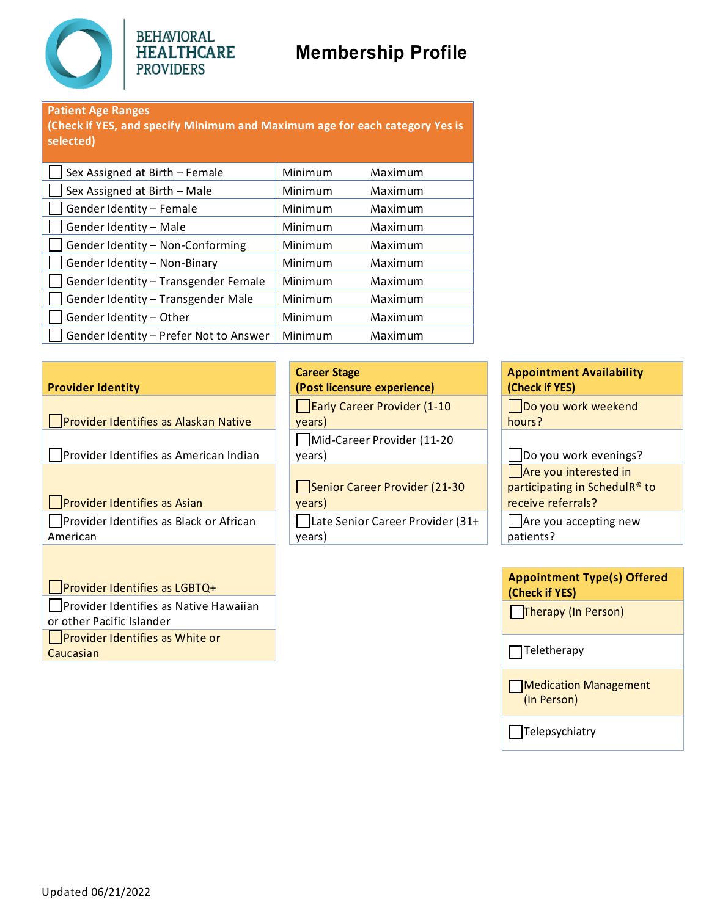BEHAVIORAL HEALTHCARE PROVIDERS

# Membership Profile

| Patient Age Ranges (Check if YES, and specify Minimum and Maximum age for each category Yes is selected) | | |
|---|---|---|
| ☐ Sex Assigned at Birth – Female | Minimum | Maximum |
| ☐ Sex Assigned at Birth – Male | Minimum | Maximum |
| ☐ Gender Identity – Female | Minimum | Maximum |
| ☐ Gender Identity – Male | Minimum | Maximum |
| ☐ Gender Identity – Non-Conforming | Minimum | Maximum |
| ☐ Gender Identity – Non-Binary | Minimum | Maximum |
| ☐ Gender Identity – Transgender Female | Minimum | Maximum |
| ☐ Gender Identity – Transgender Male | Minimum | Maximum |
| ☐ Gender Identity – Other | Minimum | Maximum |
| ☐ Gender Identity – Prefer Not to Answer | Minimum | Maximum |

| Provider Identity |
|---|
| ☐ Provider Identifies as Alaskan Native |
| ☐ Provider Identifies as American Indian |
| ☐ Provider Identifies as Asian |
| ☐ Provider Identifies as Black or African American |
| ☐ Provider Identifies as LGBTQ+ |
| ☐ Provider Identifies as Native Hawaiian or other Pacific Islander |
| ☐ Provider Identifies as White or Caucasian |

| Career Stage (Post licensure experience) |
|---|
| ☐ Early Career Provider (1-10 years) |
| ☐ Mid-Career Provider (11-20 years) |
| ☐ Senior Career Provider (21-30 years) |
| ☐ Late Senior Career Provider (31+ years) |

| Appointment Availability (Check if YES) |
|---|
| ☐ Do you work weekend hours? |
| ☐ Do you work evenings? |
| ☐ Are you interested in participating in SchedulR® to receive referrals? |
| ☐ Are you accepting new patients? |

| Appointment Type(s) Offered (Check if YES) |
|---|
| ☐ Therapy (In Person) |
| ☐ Teletherapy |
| ☐ Medication Management (In Person) |
| ☐ Telepsychiatry |

Updated 06/21/2022